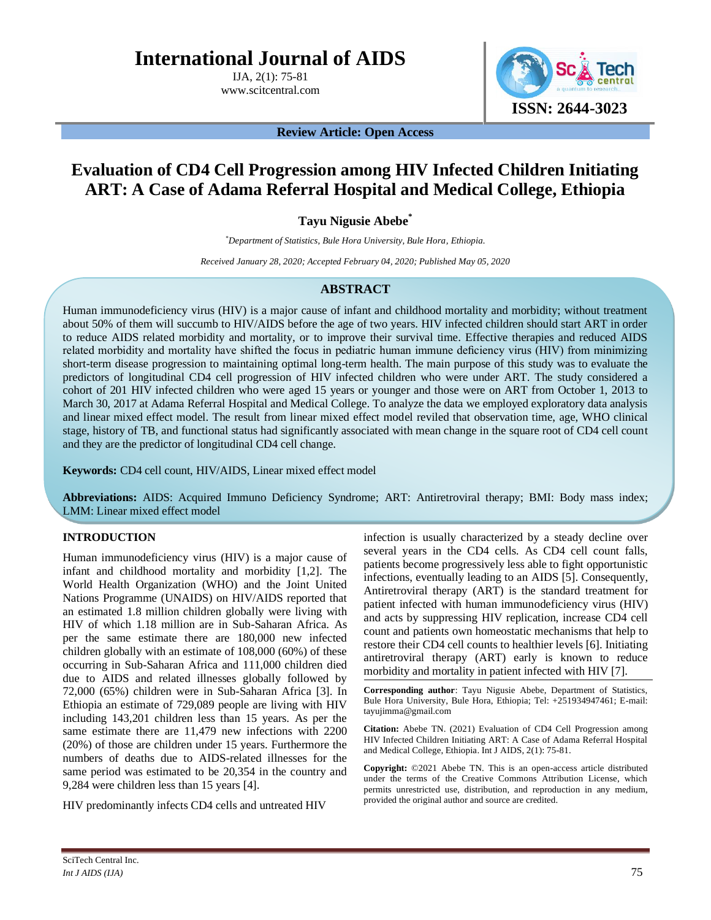**Review Article: Open Access**

# Evaluation of CD4 Cell Progression among HIV Infected Children Initiating ART: A Case of Adama Referral Hospital and Medical College, Ethiopia

**Tayu Nigusie Abebe***

*Department of Statistics, Bule Hora University, Bule Hora, Ethiopia.*

*Received January 28, 2020; Accepted February 04, 2020; Published May 05, 2020*

## ABSTRACT

Human immunodeficiency virus (HIV) is a major cause of infant and childhood mortality and morbidity; without treatment about 50% of them will succumb to HIV/AIDS before the age of two years. HIV infected children should start ART in order to reduce AIDS related morbidity and mortality, or to improve their survival time. Effective therapies and reduced AIDS related morbidity and mortality have shifted the focus in pediatric human immune deficiency virus (HIV) from minimizing short-term disease progression to maintaining optimal long-term health. The main purpose of this study was to evaluate the predictors of longitudinal CD4 cell progression of HIV infected children who were under ART. The study considered a cohort of 201 HIV infected children who were aged 15 years or younger and those were on ART from October 1, 2013 to March 30, 2017 at Adama Referral Hospital and Medical College. To analyze the data we employed exploratory data analysis and linear mixed effect model. The result from linear mixed effect model reviled that observation time, age, WHO clinical stage, history of TB, and functional status had significantly associated with mean change in the square root of CD4 cell count and they are the predictor of longitudinal CD4 cell change.

**Keywords:** CD4 cell count, HIV/AIDS, Linear mixed effect model

**Abbreviations:** AIDS: Acquired Immuno Deficiency Syndrome; ART: Antiretroviral therapy; BMI: Body mass index; LMM: Linear mixed effect model

## INTRODUCTION

Human immunodeficiency virus (HIV) is a major cause of infant and childhood mortality and morbidity [1,2]. The World Health Organization (WHO) and the Joint United Nations Programme (UNAIDS) on HIV/AIDS reported that an estimated 1.8 million children globally were living with HIV of which 1.18 million are in Sub-Saharan Africa. As per the same estimate there are 180,000 new infected children globally with an estimate of 108,000 (60%) of these occurring in Sub-Saharan Africa and 111,000 children died due to AIDS and related illnesses globally followed by 72,000 (65%) children were in Sub-Saharan Africa [3]. In Ethiopia an estimate of 729,089 people are living with HIV including 143,201 children less than 15 years. As per the same estimate there are 11,479 new infections with 2200 (20%) of those are children under 15 years. Furthermore the numbers of deaths due to AIDS-related illnesses for the same period was estimated to be 20,354 in the country and 9,284 were children less than 15 years [4].

HIV predominantly infects CD4 cells and untreated HIV infection is usually characterized by a steady decline over several years in the CD4 cells. As CD4 cell count falls, patients become progressively less able to fight opportunistic infections, eventually leading to an AIDS [5]. Consequently, Antiretroviral therapy (ART) is the standard treatment for patient infected with human immunodeficiency virus (HIV) and acts by suppressing HIV replication, increase CD4 cell count and patients own homeostatic mechanisms that help to restore their CD4 cell counts to healthier levels [6]. Initiating antiretroviral therapy (ART) early is known to reduce morbidity and mortality in patient infected with HIV [7].

**Corresponding author**: Tayu Nigusie Abebe, Department of Statistics, Bule Hora University, Bule Hora, Ethiopia; Tel: +251934947461; E-mail: tayujimma@gmail.com

**Citation:** Abebe TN. (2021) Evaluation of CD4 Cell Progression among HIV Infected Children Initiating ART: A Case of Adama Referral Hospital and Medical College, Ethiopia. Int J AIDS, 2(1): 75-81.

**Copyright:** ©2021 Abebe TN. This is an open-access article distributed under the terms of the Creative Commons Attribution License, which permits unrestricted use, distribution, and reproduction in any medium, provided the original author and source are credited.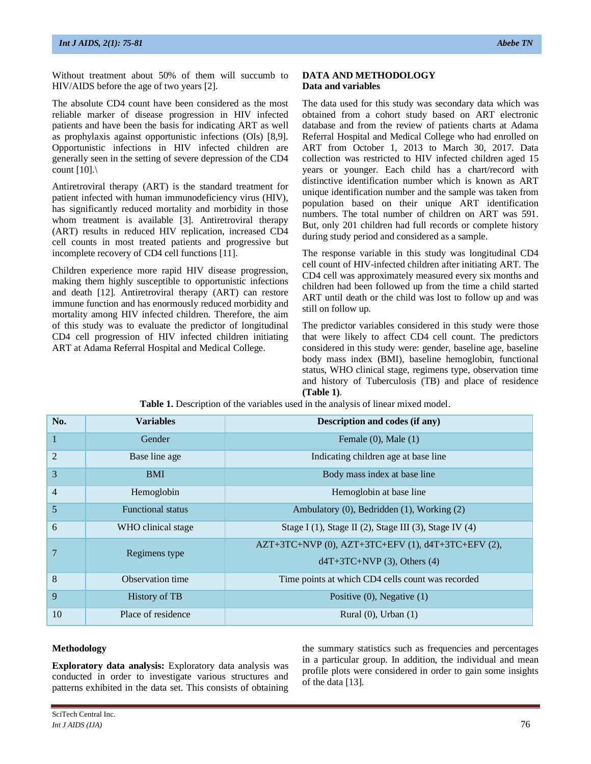Without treatment about 50% of them will succumb to HIV/AIDS before the age of two years [2].

The absolute CD4 count have been considered as the most reliable marker of disease progression in HIV infected patients and have been the basis for indicating ART as well as prophylaxis against opportunistic infections (OIs) [8,9]. Opportunistic infections in HIV infected children are generally seen in the setting of severe depression of the CD4 count [10].\

Antiretroviral therapy (ART) is the standard treatment for patient infected with human immunodeficiency virus (HIV), has significantly reduced mortality and morbidity in those whom treatment is available [3]. Antiretroviral therapy (ART) results in reduced HIV replication, increased CD4 cell counts in most treated patients and progressive but incomplete recovery of CD4 cell functions [11].

Children experience more rapid HIV disease progression, making them highly susceptible to opportunistic infections and death [12]. Antiretroviral therapy (ART) can restore immune function and has enormously reduced morbidity and mortality among HIV infected children. Therefore, the aim of this study was to evaluate the predictor of longitudinal CD4 cell progression of HIV infected children initiating ART at Adama Referral Hospital and Medical College.

## DATA AND METHODOLOGY

### Data and variables

The data used for this study was secondary data which was obtained from a cohort study based on ART electronic database and from the review of patients charts at Adama Referral Hospital and Medical College who had enrolled on ART from October 1, 2013 to March 30, 2017. Data collection was restricted to HIV infected children aged 15 years or younger. Each child has a chart/record with distinctive identification number which is known as ART unique identification number and the sample was taken from population based on their unique ART identification numbers. The total number of children on ART was 591. But, only 201 children had full records or complete history during study period and considered as a sample.

The response variable in this study was longitudinal CD4 cell count of HIV-infected children after initiating ART. The CD4 cell was approximately measured every six months and children had been followed up from the time a child started ART until death or the child was lost to follow up and was still on follow up.

The predictor variables considered in this study were those that were likely to affect CD4 cell count. The predictors considered in this study were: gender, baseline age, baseline body mass index (BMI), baseline hemoglobin, functional status, WHO clinical stage, regimens type, observation time and history of Tuberculosis (TB) and place of residence **(Table 1)**.

**Table 1.** Description of the variables used in the analysis of linear mixed model.

| No. | Variables | Description and codes (if any) |
|---|---|---|
| 1 | Gender | Female (0), Male (1) |
| 2 | Base line age | Indicating children age at base line |
| 3 | BMI | Body mass index at base line |
| 4 | Hemoglobin | Hemoglobin at base line |
| 5 | Functional status | Ambulatory (0), Bedridden (1), Working (2) |
| 6 | WHO clinical stage | Stage I (1), Stage II (2), Stage III (3), Stage IV (4) |
| 7 | Regimens type | AZT+3TC+NVP (0), AZT+3TC+EFV (1), d4T+3TC+EFV (2), d4T+3TC+NVP (3), Others (4) |
| 8 | Observation time | Time points at which CD4 cells count was recorded |
| 9 | History of TB | Positive (0), Negative (1) |
| 10 | Place of residence | Rural (0), Urban (1) |

### Methodology

**Exploratory data analysis:** Exploratory data analysis was conducted in order to investigate various structures and patterns exhibited in the data set. This consists of obtaining the summary statistics such as frequencies and percentages in a particular group. In addition, the individual and mean profile plots were considered in order to gain some insights of the data [13].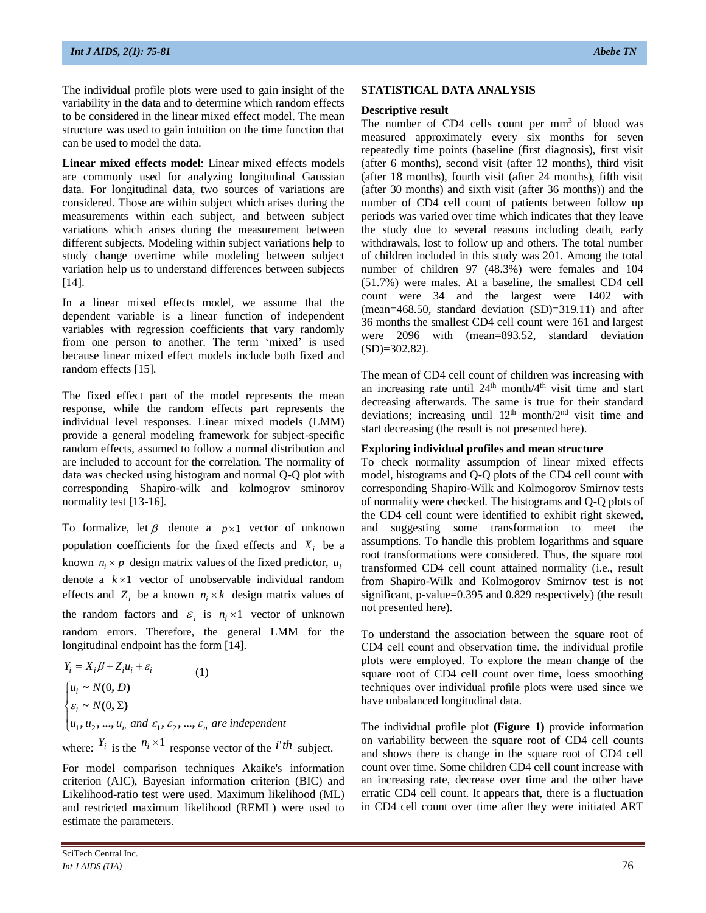The individual profile plots were used to gain insight of the variability in the data and to determine which random effects to be considered in the linear mixed effect model. The mean structure was used to gain intuition on the time function that can be used to model the data.

**Linear mixed effects model**: Linear mixed effects models are commonly used for analyzing longitudinal Gaussian data. For longitudinal data, two sources of variations are considered. Those are within subject which arises during the measurements within each subject, and between subject variations which arises during the measurement between different subjects. Modeling within subject variations help to study change overtime while modeling between subject variation help us to understand differences between subjects [14].

In a linear mixed effects model, we assume that the dependent variable is a linear function of independent variables with regression coefficients that vary randomly from one person to another. The term 'mixed' is used because linear mixed effect models include both fixed and random effects [15].

The fixed effect part of the model represents the mean response, while the random effects part represents the individual level responses. Linear mixed models (LMM) provide a general modeling framework for subject-specific random effects, assumed to follow a normal distribution and are included to account for the correlation. The normality of data was checked using histogram and normal Q-Q plot with corresponding Shapiro-wilk and kolmogrov sminorov normality test [13-16].

To formalize, let $\beta$ denote a $p\times 1$ vector of unknown population coefficients for the fixed effects and $X_i$ be a known $n_i \times p$ design matrix values of the fixed predictor, $u_i$ denote a $k\times 1$ vector of unobservable individual random effects and $Z_i$ be a known $n_i \times k$ design matrix values of the random factors and $\varepsilon_i$ is $n_i \times 1$ vector of unknown random errors. Therefore, the general LMM for the longitudinal endpoint has the form [14].

$$Y_i = X_i\beta + Z_i u_i + \varepsilon_i \qquad (1)$$

$$\begin{cases} u_i \sim N(0, D) \\ \varepsilon_i \sim N(0, \Sigma) \\ u_1, u_2, ..., u_n \text{ and } \varepsilon_1, \varepsilon_2, ..., \varepsilon_n \text{ are independent} \end{cases}$$

where: $Y_i$ is the $n_i \times 1$ response vector of the $i'th$ subject.

For model comparison techniques Akaike's information criterion (AIC), Bayesian information criterion (BIC) and Likelihood-ratio test were used. Maximum likelihood (ML) and restricted maximum likelihood (REML) were used to estimate the parameters.

## STATISTICAL DATA ANALYSIS

### Descriptive result

The number of CD4 cells count per mm$^3$ of blood was measured approximately every six months for seven repeatedly time points (baseline (first diagnosis), first visit (after 6 months), second visit (after 12 months), third visit (after 18 months), fourth visit (after 24 months), fifth visit (after 30 months) and sixth visit (after 36 months)) and the number of CD4 cell count of patients between follow up periods was varied over time which indicates that they leave the study due to several reasons including death, early withdrawals, lost to follow up and others. The total number of children included in this study was 201. Among the total number of children 97 (48.3%) were females and 104 (51.7%) were males. At a baseline, the smallest CD4 cell count were 34 and the largest were 1402 with (mean=468.50, standard deviation (SD)=319.11) and after 36 months the smallest CD4 cell count were 161 and largest were 2096 with (mean=893.52, standard deviation (SD)=302.82).

The mean of CD4 cell count of children was increasing with an increasing rate until 24$^{th}$ month/4$^{th}$ visit time and start decreasing afterwards. The same is true for their standard deviations; increasing until 12$^{th}$ month/2$^{nd}$ visit time and start decreasing (the result is not presented here).

### Exploring individual profiles and mean structure

To check normality assumption of linear mixed effects model, histograms and Q-Q plots of the CD4 cell count with corresponding Shapiro-Wilk and Kolmogorov Smirnov tests of normality were checked. The histograms and Q-Q plots of the CD4 cell count were identified to exhibit right skewed, and suggesting some transformation to meet the assumptions. To handle this problem logarithms and square root transformations were considered. Thus, the square root transformed CD4 cell count attained normality (i.e., result from Shapiro-Wilk and Kolmogorov Smirnov test is not significant, p-value=0.395 and 0.829 respectively) (the result not presented here).

To understand the association between the square root of CD4 cell count and observation time, the individual profile plots were employed. To explore the mean change of the square root of CD4 cell count over time, loess smoothing techniques over individual profile plots were used since we have unbalanced longitudinal data.

The individual profile plot **(Figure 1)** provide information on variability between the square root of CD4 cell counts and shows there is change in the square root of CD4 cell count over time. Some children CD4 cell count increase with an increasing rate, decrease over time and the other have erratic CD4 cell count. It appears that, there is a fluctuation in CD4 cell count over time after they were initiated ART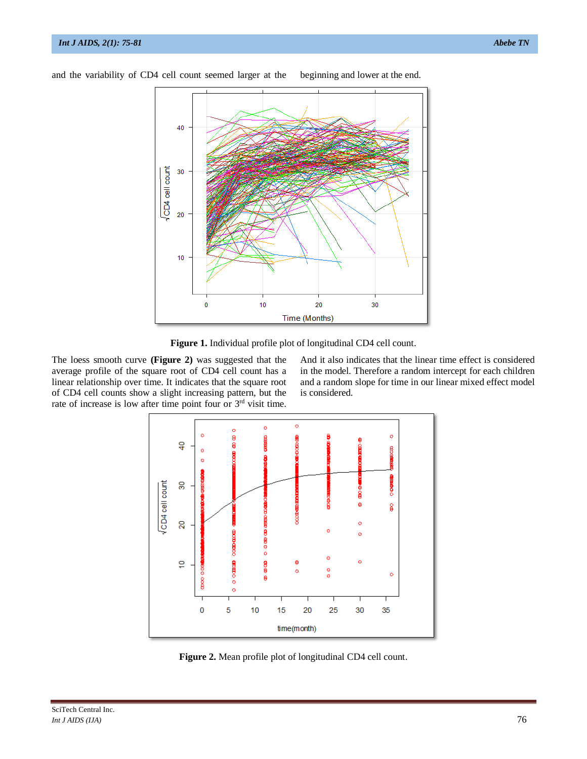and the variability of CD4 cell count seemed larger at the beginning and lower at the end.

**Figure 1.** Individual profile plot of longitudinal CD4 cell count.

The loess smooth curve **(Figure 2)** was suggested that the average profile of the square root of CD4 cell count has a linear relationship over time. It indicates that the square root of CD4 cell counts show a slight increasing pattern, but the rate of increase is low after time point four or 3rd visit time. And it also indicates that the linear time effect is considered in the model. Therefore a random intercept for each children and a random slope for time in our linear mixed effect model is considered.

**Figure 2.** Mean profile plot of longitudinal CD4 cell count.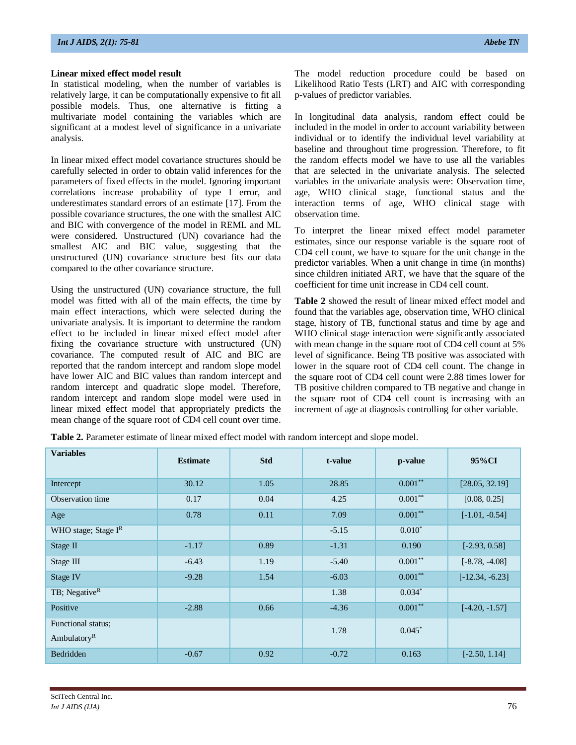### Linear mixed effect model result

In statistical modeling, when the number of variables is relatively large, it can be computationally expensive to fit all possible models. Thus, one alternative is fitting a multivariate model containing the variables which are significant at a modest level of significance in a univariate analysis.

In linear mixed effect model covariance structures should be carefully selected in order to obtain valid inferences for the parameters of fixed effects in the model. Ignoring important correlations increase probability of type I error, and underestimates standard errors of an estimate [17]. From the possible covariance structures, the one with the smallest AIC and BIC with convergence of the model in REML and ML were considered. Unstructured (UN) covariance had the smallest AIC and BIC value, suggesting that the unstructured (UN) covariance structure best fits our data compared to the other covariance structure.

Using the unstructured (UN) covariance structure, the full model was fitted with all of the main effects, the time by main effect interactions, which were selected during the univariate analysis. It is important to determine the random effect to be included in linear mixed effect model after fixing the covariance structure with unstructured (UN) covariance. The computed result of AIC and BIC are reported that the random intercept and random slope model have lower AIC and BIC values than random intercept and random intercept and quadratic slope model. Therefore, random intercept and random slope model were used in linear mixed effect model that appropriately predicts the mean change of the square root of CD4 cell count over time.

The model reduction procedure could be based on Likelihood Ratio Tests (LRT) and AIC with corresponding p-values of predictor variables.

In longitudinal data analysis, random effect could be included in the model in order to account variability between individual or to identify the individual level variability at baseline and throughout time progression. Therefore, to fit the random effects model we have to use all the variables that are selected in the univariate analysis. The selected variables in the univariate analysis were: Observation time, age, WHO clinical stage, functional status and the interaction terms of age, WHO clinical stage with observation time.

To interpret the linear mixed effect model parameter estimates, since our response variable is the square root of CD4 cell count, we have to square for the unit change in the predictor variables. When a unit change in time (in months) since children initiated ART, we have that the square of the coefficient for time unit increase in CD4 cell count.

**Table 2** showed the result of linear mixed effect model and found that the variables age, observation time, WHO clinical stage, history of TB, functional status and time by age and WHO clinical stage interaction were significantly associated with mean change in the square root of CD4 cell count at 5% level of significance. Being TB positive was associated with lower in the square root of CD4 cell count. The change in the square root of CD4 cell count were 2.88 times lower for TB positive children compared to TB negative and change in the square root of CD4 cell count is increasing with an increment of age at diagnosis controlling for other variable.

**Table 2.** Parameter estimate of linear mixed effect model with random intercept and slope model.

| Variables | Estimate | Std | t-value | p-value | 95%CI |
|---|---|---|---|---|---|
| Intercept | 30.12 | 1.05 | 28.85 | 0.001** | [28.05, 32.19] |
| Observation time | 0.17 | 0.04 | 4.25 | 0.001** | [0.08, 0.25] |
| Age | 0.78 | 0.11 | 7.09 | 0.001** | [-1.01, -0.54] |
| WHO stage; Stage I[R] | | | -5.15 | 0.010* | |
| Stage II | -1.17 | 0.89 | -1.31 | 0.190 | [-2.93, 0.58] |
| Stage III | -6.43 | 1.19 | -5.40 | 0.001** | [-8.78, -4.08] |
| Stage IV | -9.28 | 1.54 | -6.03 | 0.001** | [-12.34, -6.23] |
| TB; Negative[R] | | | 1.38 | 0.034* | |
| Positive | -2.88 | 0.66 | -4.36 | 0.001** | [-4.20, -1.57] |
| Functional status; Ambulatory[R] | | | 1.78 | 0.045* | |
| Bedridden | -0.67 | 0.92 | -0.72 | 0.163 | [-2.50, 1.14] |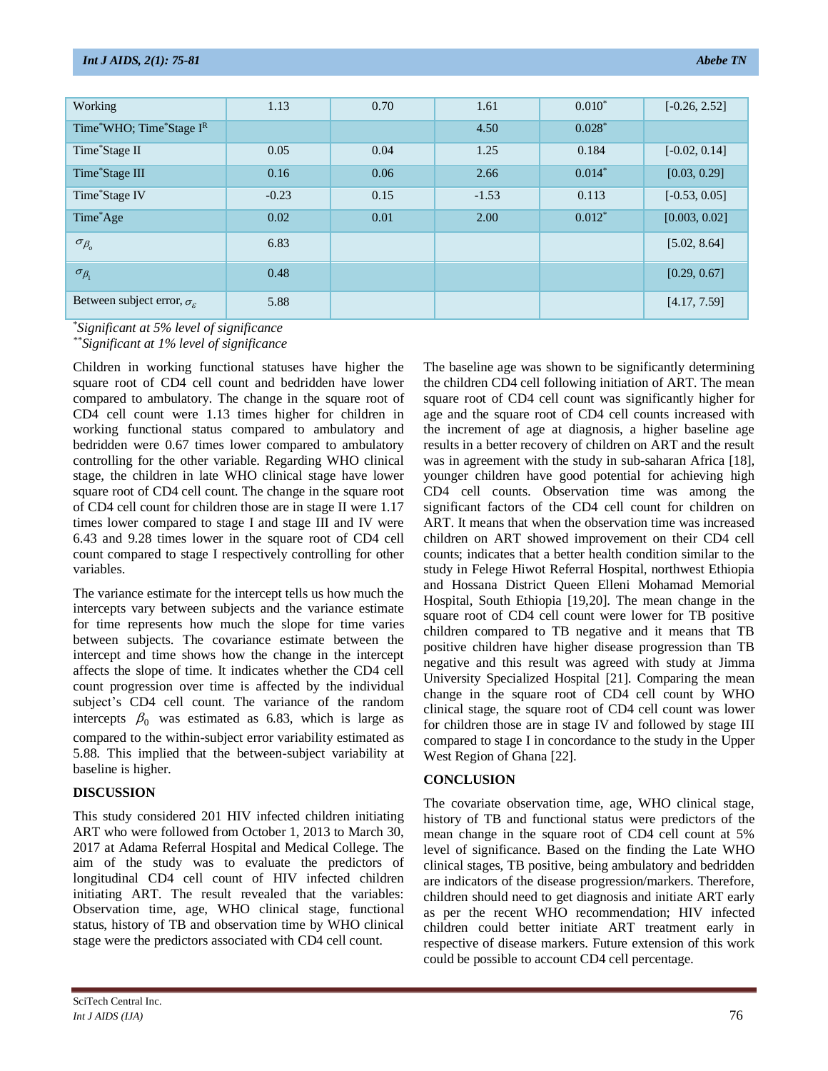| Working | 1.13 | 0.70 | 1.61 | 0.010* | [-0.26, 2.52] |
|---|---|---|---|---|---|
| Time*WHO; Time*Stage I^R | | | 4.50 | 0.028* | |
| Time*Stage II | 0.05 | 0.04 | 1.25 | 0.184 | [-0.02, 0.14] |
| Time*Stage III | 0.16 | 0.06 | 2.66 | 0.014* | [0.03, 0.29] |
| Time*Stage IV | -0.23 | 0.15 | -1.53 | 0.113 | [-0.53, 0.05] |
| Time*Age | 0.02 | 0.01 | 2.00 | 0.012* | [0.003, 0.02] |
| $\sigma_{\beta_o}$ | 6.83 | | | | [5.02, 8.64] |
| $\sigma_{\beta_1}$ | 0.48 | | | | [0.29, 0.67] |
| Between subject error, $\sigma_{\varepsilon}$ | 5.88 | | | | [4.17, 7.59] |

*\*Significant at 5% level of significance*

*\*\*Significant at 1% level of significance*

Children in working functional statuses have higher the square root of CD4 cell count and bedridden have lower compared to ambulatory. The change in the square root of CD4 cell count were 1.13 times higher for children in working functional status compared to ambulatory and bedridden were 0.67 times lower compared to ambulatory controlling for the other variable. Regarding WHO clinical stage, the children in late WHO clinical stage have lower square root of CD4 cell count. The change in the square root of CD4 cell count for children those are in stage II were 1.17 times lower compared to stage I and stage III and IV were 6.43 and 9.28 times lower in the square root of CD4 cell count compared to stage I respectively controlling for other variables.

The variance estimate for the intercept tells us how much the intercepts vary between subjects and the variance estimate for time represents how much the slope for time varies between subjects. The covariance estimate between the intercept and time shows how the change in the intercept affects the slope of time. It indicates whether the CD4 cell count progression over time is affected by the individual subject's CD4 cell count. The variance of the random intercepts $\beta_0$ was estimated as 6.83, which is large as compared to the within-subject error variability estimated as 5.88. This implied that the between-subject variability at baseline is higher.

## DISCUSSION

This study considered 201 HIV infected children initiating ART who were followed from October 1, 2013 to March 30, 2017 at Adama Referral Hospital and Medical College. The aim of the study was to evaluate the predictors of longitudinal CD4 cell count of HIV infected children initiating ART. The result revealed that the variables: Observation time, age, WHO clinical stage, functional status, history of TB and observation time by WHO clinical stage were the predictors associated with CD4 cell count.

The baseline age was shown to be significantly determining the children CD4 cell following initiation of ART. The mean square root of CD4 cell count was significantly higher for age and the square root of CD4 cell counts increased with the increment of age at diagnosis, a higher baseline age results in a better recovery of children on ART and the result was in agreement with the study in sub-saharan Africa [18], younger children have good potential for achieving high CD4 cell counts. Observation time was among the significant factors of the CD4 cell count for children on ART. It means that when the observation time was increased children on ART showed improvement on their CD4 cell counts; indicates that a better health condition similar to the study in Felege Hiwot Referral Hospital, northwest Ethiopia and Hossana District Queen Elleni Mohamad Memorial Hospital, South Ethiopia [19,20]. The mean change in the square root of CD4 cell count were lower for TB positive children compared to TB negative and it means that TB positive children have higher disease progression than TB negative and this result was agreed with study at Jimma University Specialized Hospital [21]. Comparing the mean change in the square root of CD4 cell count by WHO clinical stage, the square root of CD4 cell count was lower for children those are in stage IV and followed by stage III compared to stage I in concordance to the study in the Upper West Region of Ghana [22].

## CONCLUSION

The covariate observation time, age, WHO clinical stage, history of TB and functional status were predictors of the mean change in the square root of CD4 cell count at 5% level of significance. Based on the finding the Late WHO clinical stages, TB positive, being ambulatory and bedridden are indicators of the disease progression/markers. Therefore, children should need to get diagnosis and initiate ART early as per the recent WHO recommendation; HIV infected children could better initiate ART treatment early in respective of disease markers. Future extension of this work could be possible to account CD4 cell percentage.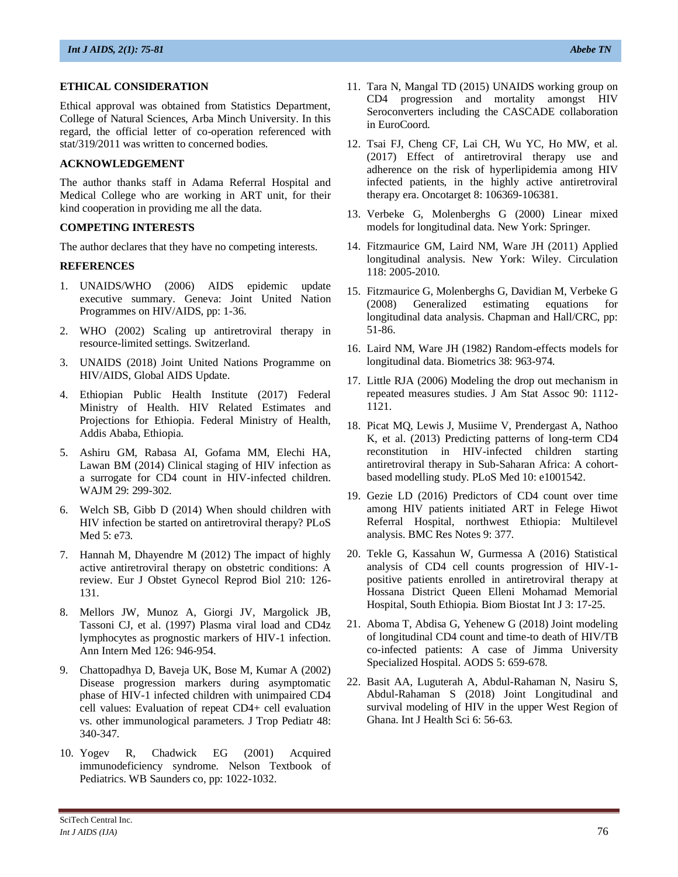## ETHICAL CONSIDERATION

Ethical approval was obtained from Statistics Department, College of Natural Sciences, Arba Minch University. In this regard, the official letter of co-operation referenced with stat/319/2011 was written to concerned bodies.

## ACKNOWLEDGEMENT

The author thanks staff in Adama Referral Hospital and Medical College who are working in ART unit, for their kind cooperation in providing me all the data.

## COMPETING INTERESTS

The author declares that they have no competing interests.

## REFERENCES

1. UNAIDS/WHO (2006) AIDS epidemic update executive summary. Geneva: Joint United Nation Programmes on HIV/AIDS, pp: 1-36.
2. WHO (2002) Scaling up antiretroviral therapy in resource-limited settings. Switzerland.
3. UNAIDS (2018) Joint United Nations Programme on HIV/AIDS, Global AIDS Update.
4. Ethiopian Public Health Institute (2017) Federal Ministry of Health. HIV Related Estimates and Projections for Ethiopia. Federal Ministry of Health, Addis Ababa, Ethiopia.
5. Ashiru GM, Rabasa AI, Gofama MM, Elechi HA, Lawan BM (2014) Clinical staging of HIV infection as a surrogate for CD4 count in HIV-infected children. WAJM 29: 299-302.
6. Welch SB, Gibb D (2014) When should children with HIV infection be started on antiretroviral therapy? PLoS Med 5: e73.
7. Hannah M, Dhayendre M (2012) The impact of highly active antiretroviral therapy on obstetric conditions: A review. Eur J Obstet Gynecol Reprod Biol 210: 126-131.
8. Mellors JW, Munoz A, Giorgi JV, Margolick JB, Tassoni CJ, et al. (1997) Plasma viral load and CD4z lymphocytes as prognostic markers of HIV-1 infection. Ann Intern Med 126: 946-954.
9. Chattopadhya D, Baveja UK, Bose M, Kumar A (2002) Disease progression markers during asymptomatic phase of HIV-1 infected children with unimpaired CD4 cell values: Evaluation of repeat CD4+ cell evaluation vs. other immunological parameters. J Trop Pediatr 48: 340-347.
10. Yogev R, Chadwick EG (2001) Acquired immunodeficiency syndrome. Nelson Textbook of Pediatrics. WB Saunders co, pp: 1022-1032.
11. Tara N, Mangal TD (2015) UNAIDS working group on CD4 progression and mortality amongst HIV Seroconverters including the CASCADE collaboration in EuroCoord.
12. Tsai FJ, Cheng CF, Lai CH, Wu YC, Ho MW, et al. (2017) Effect of antiretroviral therapy use and adherence on the risk of hyperlipidemia among HIV infected patients, in the highly active antiretroviral therapy era. Oncotarget 8: 106369-106381.
13. Verbeke G, Molenberghs G (2000) Linear mixed models for longitudinal data. New York: Springer.
14. Fitzmaurice GM, Laird NM, Ware JH (2011) Applied longitudinal analysis. New York: Wiley. Circulation 118: 2005-2010.
15. Fitzmaurice G, Molenberghs G, Davidian M, Verbeke G (2008) Generalized estimating equations for longitudinal data analysis. Chapman and Hall/CRC, pp: 51-86.
16. Laird NM, Ware JH (1982) Random-effects models for longitudinal data. Biometrics 38: 963-974.
17. Little RJA (2006) Modeling the drop out mechanism in repeated measures studies. J Am Stat Assoc 90: 1112-1121.
18. Picat MQ, Lewis J, Musiime V, Prendergast A, Nathoo K, et al. (2013) Predicting patterns of long-term CD4 reconstitution in HIV-infected children starting antiretroviral therapy in Sub-Saharan Africa: A cohort-based modelling study. PLoS Med 10: e1001542.
19. Gezie LD (2016) Predictors of CD4 count over time among HIV patients initiated ART in Felege Hiwot Referral Hospital, northwest Ethiopia: Multilevel analysis. BMC Res Notes 9: 377.
20. Tekle G, Kassahun W, Gurmessa A (2016) Statistical analysis of CD4 cell counts progression of HIV-1-positive patients enrolled in antiretroviral therapy at Hossana District Queen Elleni Mohamad Memorial Hospital, South Ethiopia. Biom Biostat Int J 3: 17-25.
21. Aboma T, Abdisa G, Yehenew G (2018) Joint modeling of longitudinal CD4 count and time-to death of HIV/TB co-infected patients: A case of Jimma University Specialized Hospital. AODS 5: 659-678.
22. Basit AA, Luguterah A, Abdul-Rahaman N, Nasiru S, Abdul-Rahaman S (2018) Joint Longitudinal and survival modeling of HIV in the upper West Region of Ghana. Int J Health Sci 6: 56-63.